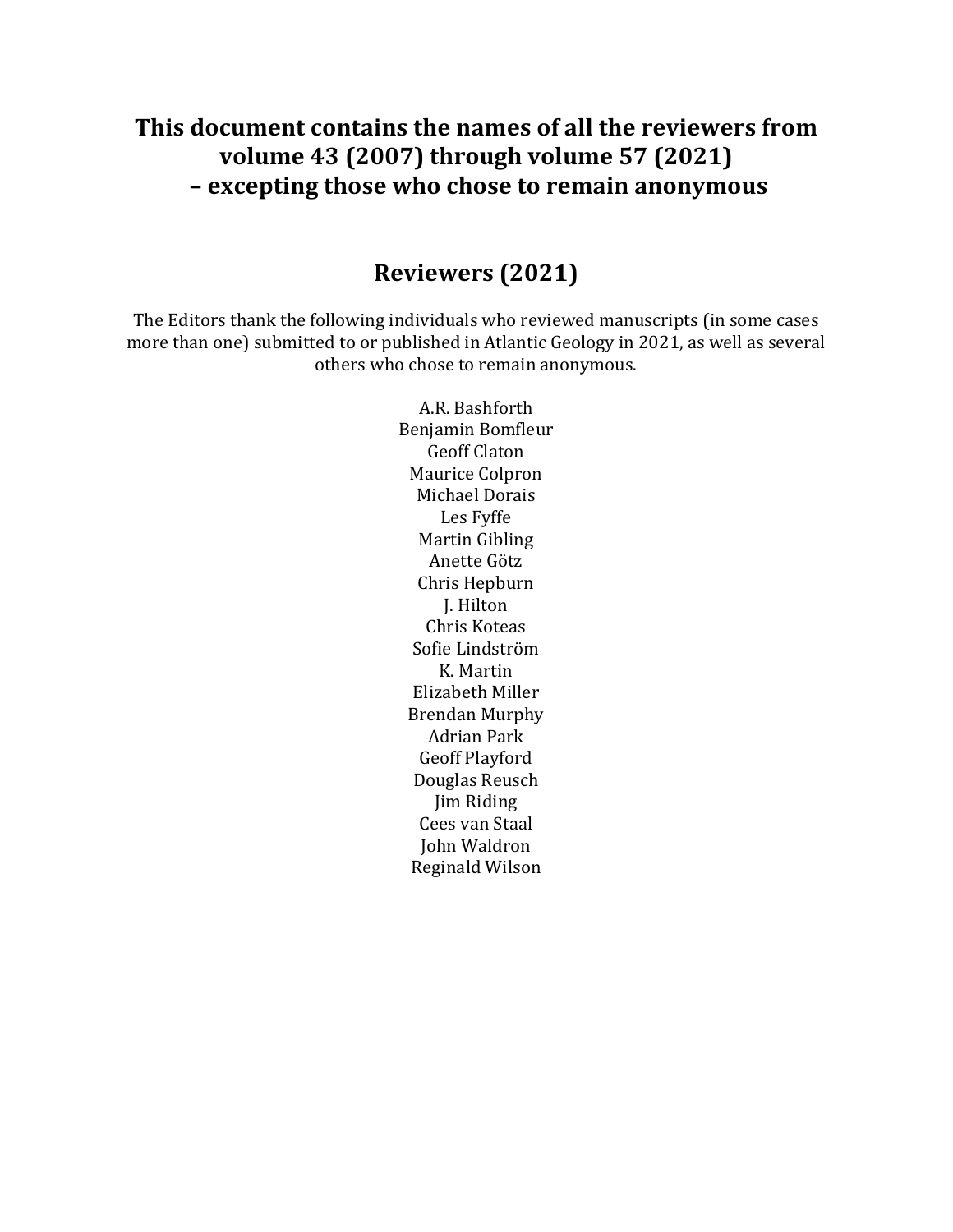# This document contains the names of all the reviewers from volume 43 (2007) through volume 57 (2021) – excepting those who chose to remain anonymous

## Reviewers (2021)

The Editors thank the following individuals who reviewed manuscripts (in some cases more than one) submitted to or published in Atlantic Geology in 2021, as well as several others who chose to remain anonymous.

A.R. Bashforth
Benjamin Bomfleur
Geoff Claton
Maurice Colpron
Michael Dorais
Les Fyffe
Martin Gibling
Anette Götz
Chris Hepburn
J. Hilton
Chris Koteas
Sofie Lindström
K. Martin
Elizabeth Miller
Brendan Murphy
Adrian Park
Geoff Playford
Douglas Reusch
Jim Riding
Cees van Staal
John Waldron
Reginald Wilson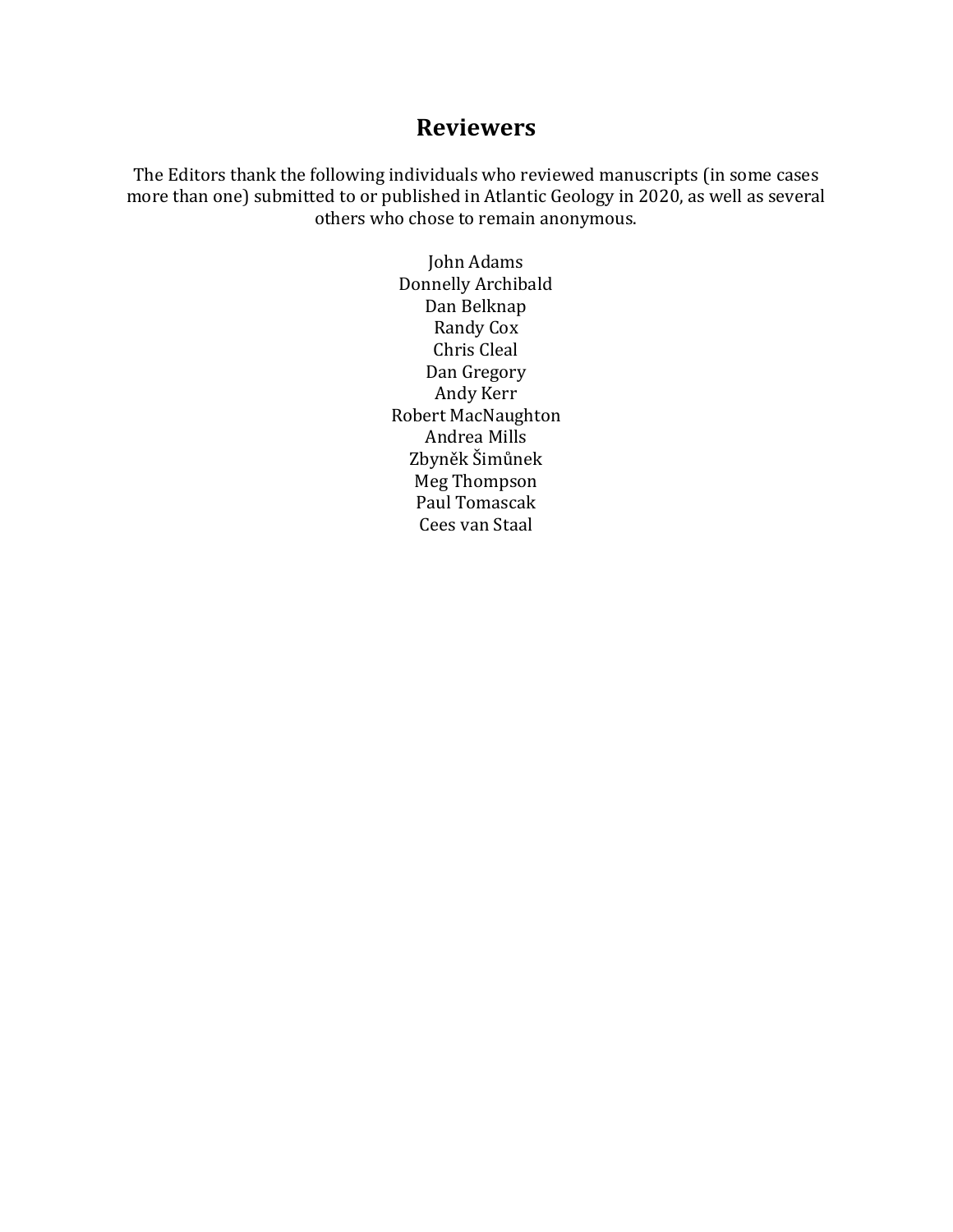# Reviewers

The Editors thank the following individuals who reviewed manuscripts (in some cases more than one) submitted to or published in Atlantic Geology in 2020, as well as several others who chose to remain anonymous.

John Adams
Donnelly Archibald
Dan Belknap
Randy Cox
Chris Cleal
Dan Gregory
Andy Kerr
Robert MacNaughton
Andrea Mills
Zbyněk Šimůnek
Meg Thompson
Paul Tomascak
Cees van Staal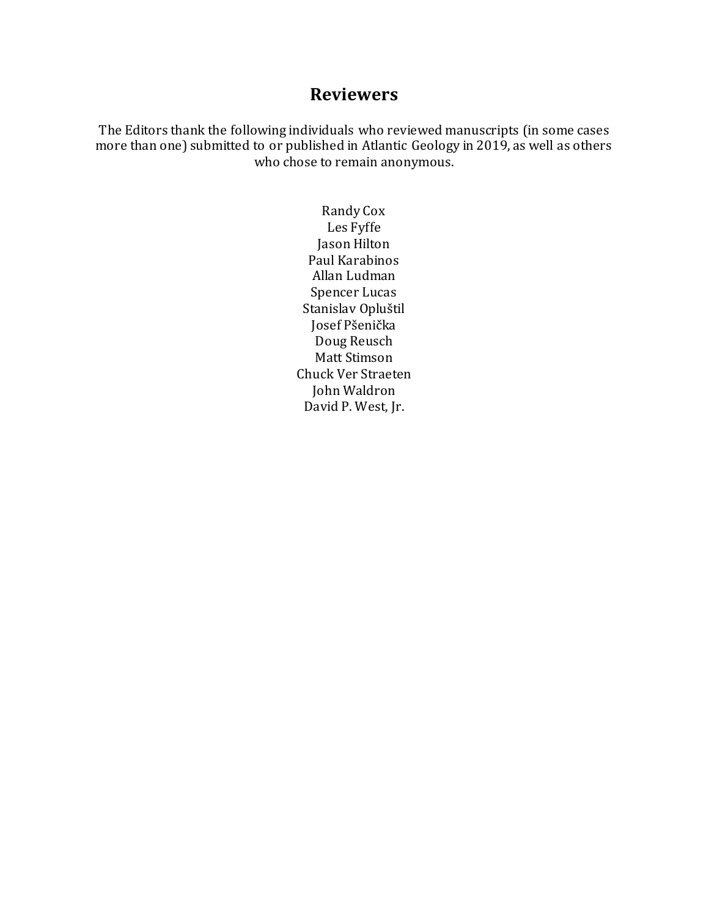# Reviewers

The Editors thank the following individuals who reviewed manuscripts (in some cases more than one) submitted to or published in Atlantic Geology in 2019, as well as others who chose to remain anonymous.

Randy Cox
Les Fyffe
Jason Hilton
Paul Karabinos
Allan Ludman
Spencer Lucas
Stanislav Opluštil
Josef Pšenička
Doug Reusch
Matt Stimson
Chuck Ver Straeten
John Waldron
David P. West, Jr.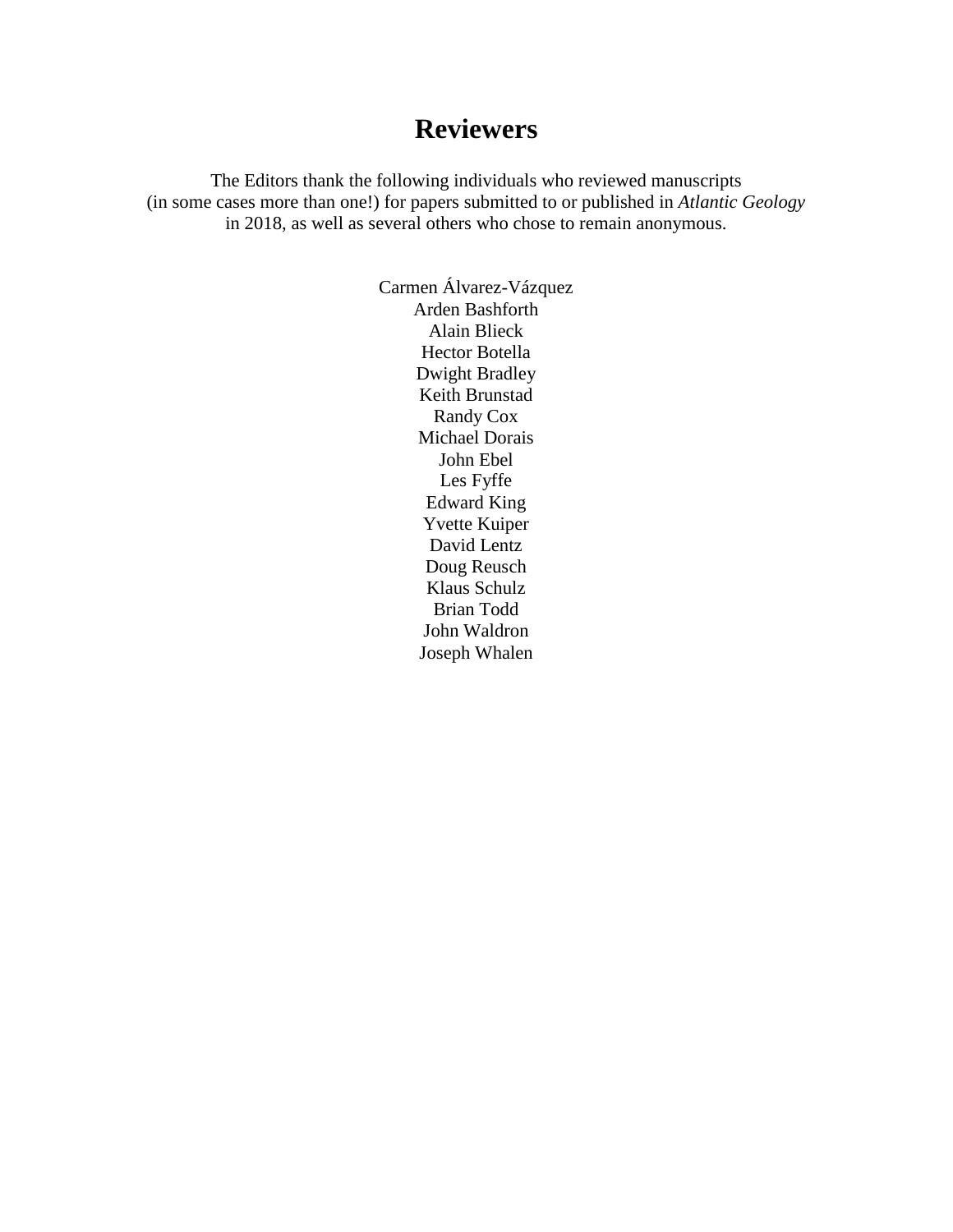# Reviewers

The Editors thank the following individuals who reviewed manuscripts (in some cases more than one!) for papers submitted to or published in *Atlantic Geology* in 2018, as well as several others who chose to remain anonymous.

Carmen Álvarez-Vázquez
Arden Bashforth
Alain Blieck
Hector Botella
Dwight Bradley
Keith Brunstad
Randy Cox
Michael Dorais
John Ebel
Les Fyffe
Edward King
Yvette Kuiper
David Lentz
Doug Reusch
Klaus Schulz
Brian Todd
John Waldron
Joseph Whalen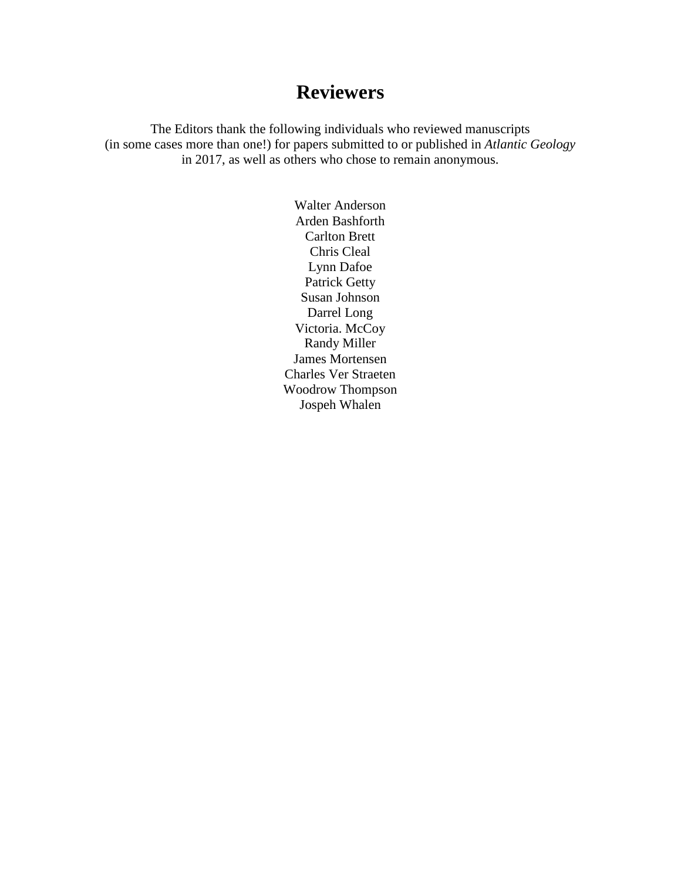# Reviewers

The Editors thank the following individuals who reviewed manuscripts (in some cases more than one!) for papers submitted to or published in *Atlantic Geology* in 2017, as well as others who chose to remain anonymous.

Walter Anderson
Arden Bashforth
Carlton Brett
Chris Cleal
Lynn Dafoe
Patrick Getty
Susan Johnson
Darrel Long
Victoria. McCoy
Randy Miller
James Mortensen
Charles Ver Straeten
Woodrow Thompson
Jospeh Whalen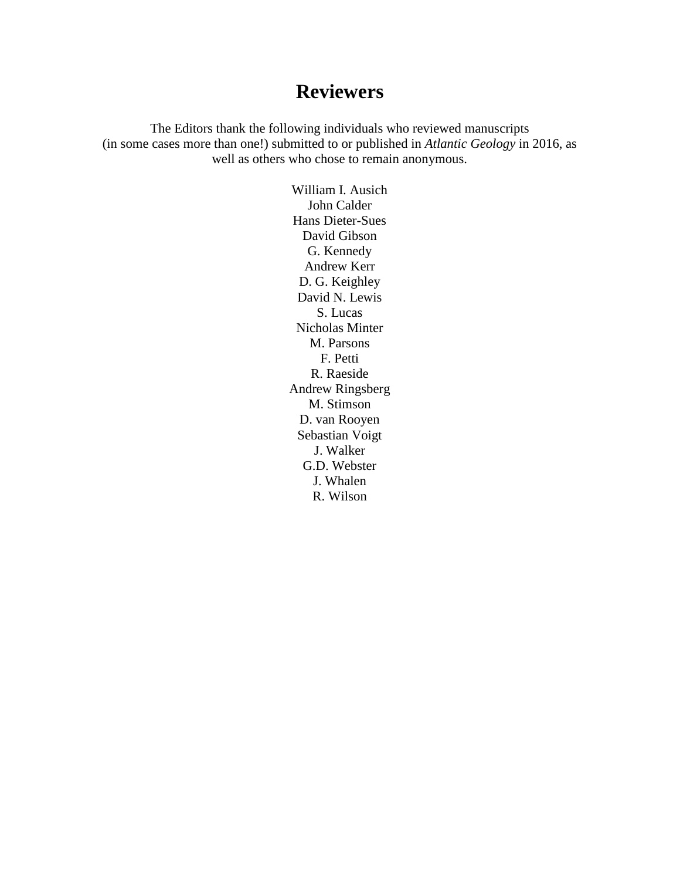# Reviewers

The Editors thank the following individuals who reviewed manuscripts (in some cases more than one!) submitted to or published in *Atlantic Geology* in 2016, as well as others who chose to remain anonymous.

William I. Ausich
John Calder
Hans Dieter-Sues
David Gibson
G. Kennedy
Andrew Kerr
D. G. Keighley
David N. Lewis
S. Lucas
Nicholas Minter
M. Parsons
F. Petti
R. Raeside
Andrew Ringsberg
M. Stimson
D. van Rooyen
Sebastian Voigt
J. Walker
G.D. Webster
J. Whalen
R. Wilson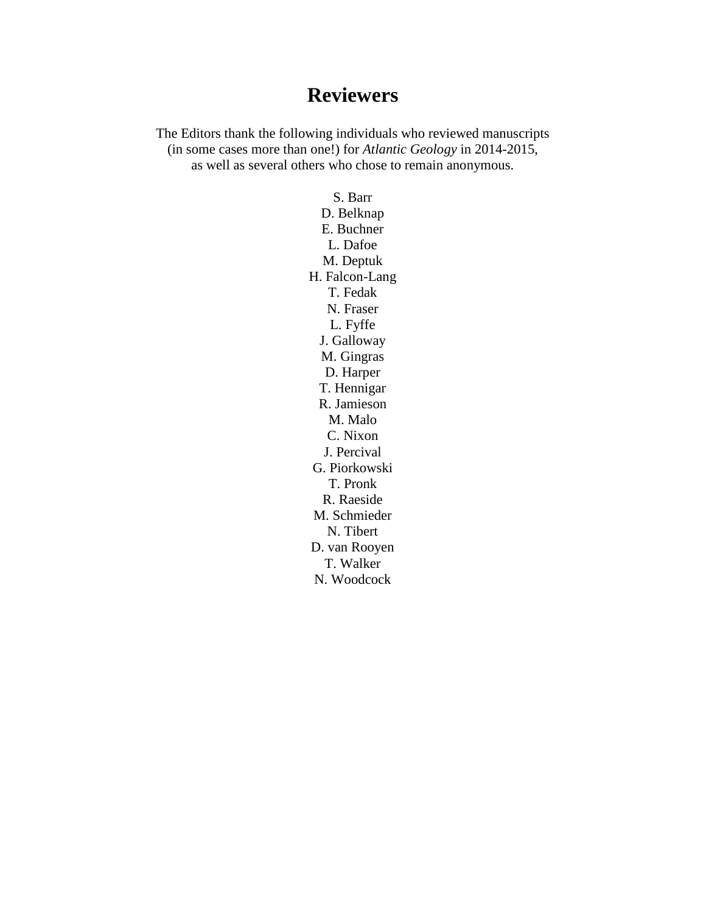# Reviewers

The Editors thank the following individuals who reviewed manuscripts (in some cases more than one!) for *Atlantic Geology* in 2014-2015, as well as several others who chose to remain anonymous.

S. Barr
D. Belknap
E. Buchner
L. Dafoe
M. Deptuk
H. Falcon-Lang
T. Fedak
N. Fraser
L. Fyffe
J. Galloway
M. Gingras
D. Harper
T. Hennigar
R. Jamieson
M. Malo
C. Nixon
J. Percival
G. Piorkowski
T. Pronk
R. Raeside
M. Schmieder
N. Tibert
D. van Rooyen
T. Walker
N. Woodcock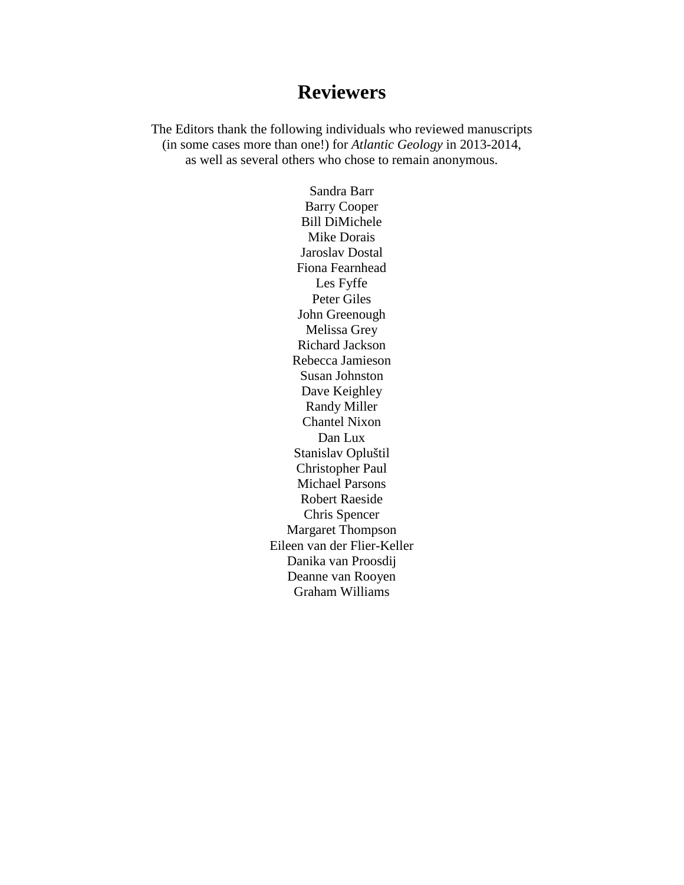# Reviewers

The Editors thank the following individuals who reviewed manuscripts (in some cases more than one!) for *Atlantic Geology* in 2013-2014, as well as several others who chose to remain anonymous.

Sandra Barr
Barry Cooper
Bill DiMichele
Mike Dorais
Jaroslav Dostal
Fiona Fearnhead
Les Fyffe
Peter Giles
John Greenough
Melissa Grey
Richard Jackson
Rebecca Jamieson
Susan Johnston
Dave Keighley
Randy Miller
Chantel Nixon
Dan Lux
Stanislav Opluštil
Christopher Paul
Michael Parsons
Robert Raeside
Chris Spencer
Margaret Thompson
Eileen van der Flier-Keller
Danika van Proosdij
Deanne van Rooyen
Graham Williams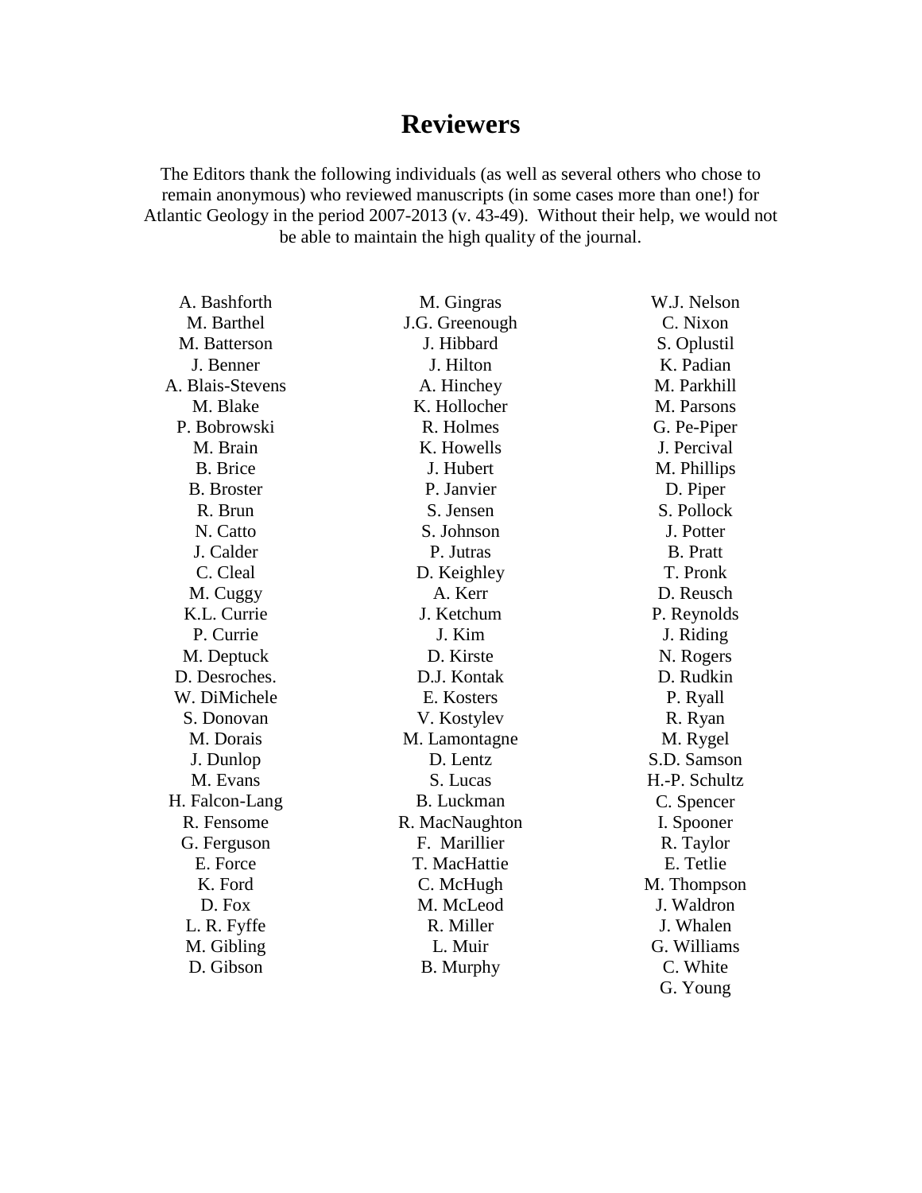# Reviewers

The Editors thank the following individuals (as well as several others who chose to remain anonymous) who reviewed manuscripts (in some cases more than one!) for Atlantic Geology in the period 2007-2013 (v. 43-49). Without their help, we would not be able to maintain the high quality of the journal.

A. Bashforth
M. Barthel
M. Batterson
J. Benner
A. Blais-Stevens
M. Blake
P. Bobrowski
M. Brain
B. Brice
B. Broster
R. Brun
N. Catto
J. Calder
C. Cleal
M. Cuggy
K.L. Currie
P. Currie
M. Deptuck
D. Desroches.
W. DiMichele
S. Donovan
M. Dorais
J. Dunlop
M. Evans
H. Falcon-Lang
R. Fensome
G. Ferguson
E. Force
K. Ford
D. Fox
L. R. Fyffe
M. Gibling
D. Gibson
M. Gingras
J.G. Greenough
J. Hibbard
J. Hilton
A. Hinchey
K. Hollocher
R. Holmes
K. Howells
J. Hubert
P. Janvier
S. Jensen
S. Johnson
P. Jutras
D. Keighley
A. Kerr
J. Ketchum
J. Kim
D. Kirste
D.J. Kontak
E. Kosters
V. Kostylev
M. Lamontagne
D. Lentz
S. Lucas
B. Luckman
R. MacNaughton
F. Marillier
T. MacHattie
C. McHugh
M. McLeod
R. Miller
L. Muir
B. Murphy
W.J. Nelson
C. Nixon
S. Oplustil
K. Padian
M. Parkhill
M. Parsons
G. Pe-Piper
J. Percival
M. Phillips
D. Piper
S. Pollock
J. Potter
B. Pratt
T. Pronk
D. Reusch
P. Reynolds
J. Riding
N. Rogers
D. Rudkin
P. Ryall
R. Ryan
M. Rygel
S.D. Samson
H.-P. Schultz
C. Spencer
I. Spooner
R. Taylor
E. Tetlie
M. Thompson
J. Waldron
J. Whalen
G. Williams
C. White
G. Young